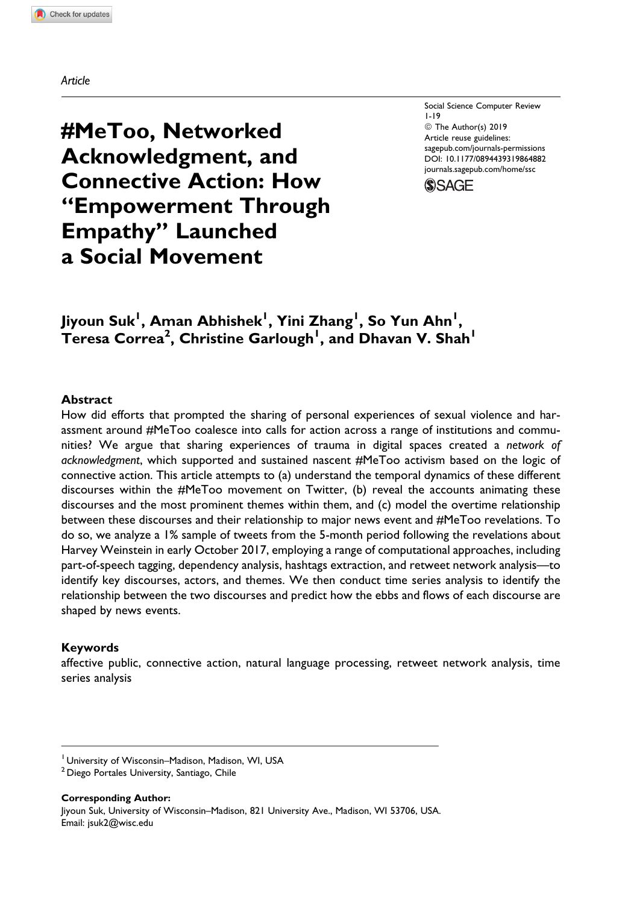*Article*

# #MeToo, Networked Acknowledgment, and Connective Action: How "Empowerment Through Empathy" Launched a Social Movement

Social Science Computer Review
1-19
© The Author(s) 2019
Article reuse guidelines:
sagepub.com/journals-permissions
DOI: 10.1177/0894439319864882
journals.sagepub.com/home/ssc

**Jiyoun Suk[1], Aman Abhishek[1], Yini Zhang[1], So Yun Ahn[1], Teresa Correa[2], Christine Garlough[1], and Dhavan V. Shah[1]**

## Abstract

How did efforts that prompted the sharing of personal experiences of sexual violence and harassment around #MeToo coalesce into calls for action across a range of institutions and communities? We argue that sharing experiences of trauma in digital spaces created a *network of acknowledgment*, which supported and sustained nascent #MeToo activism based on the logic of connective action. This article attempts to (a) understand the temporal dynamics of these different discourses within the #MeToo movement on Twitter, (b) reveal the accounts animating these discourses and the most prominent themes within them, and (c) model the overtime relationship between these discourses and their relationship to major news event and #MeToo revelations. To do so, we analyze a 1% sample of tweets from the 5-month period following the revelations about Harvey Weinstein in early October 2017, employing a range of computational approaches, including part-of-speech tagging, dependency analysis, hashtags extraction, and retweet network analysis—to identify key discourses, actors, and themes. We then conduct time series analysis to identify the relationship between the two discourses and predict how the ebbs and flows of each discourse are shaped by news events.

## Keywords

affective public, connective action, natural language processing, retweet network analysis, time series analysis

[1] University of Wisconsin–Madison, Madison, WI, USA
[2] Diego Portales University, Santiago, Chile

**Corresponding Author:**
Jiyoun Suk, University of Wisconsin–Madison, 821 University Ave., Madison, WI 53706, USA.
Email: jsuk2@wisc.edu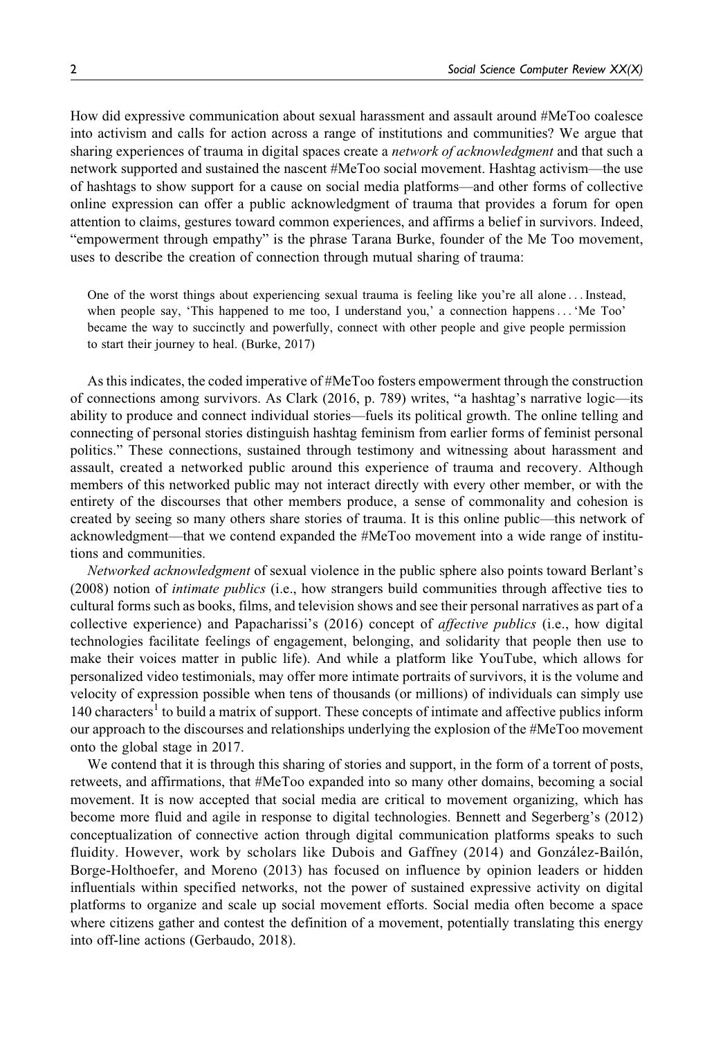How did expressive communication about sexual harassment and assault around #MeToo coalesce into activism and calls for action across a range of institutions and communities? We argue that sharing experiences of trauma in digital spaces create a *network of acknowledgment* and that such a network supported and sustained the nascent #MeToo social movement. Hashtag activism—the use of hashtags to show support for a cause on social media platforms—and other forms of collective online expression can offer a public acknowledgment of trauma that provides a forum for open attention to claims, gestures toward common experiences, and affirms a belief in survivors. Indeed, "empowerment through empathy" is the phrase Tarana Burke, founder of the Me Too movement, uses to describe the creation of connection through mutual sharing of trauma:

> One of the worst things about experiencing sexual trauma is feeling like you're all alone . . . Instead, when people say, 'This happened to me too, I understand you,' a connection happens . . . 'Me Too' became the way to succinctly and powerfully, connect with other people and give people permission to start their journey to heal. (Burke, 2017)

As this indicates, the coded imperative of #MeToo fosters empowerment through the construction of connections among survivors. As Clark (2016, p. 789) writes, "a hashtag's narrative logic—its ability to produce and connect individual stories—fuels its political growth. The online telling and connecting of personal stories distinguish hashtag feminism from earlier forms of feminist personal politics." These connections, sustained through testimony and witnessing about harassment and assault, created a networked public around this experience of trauma and recovery. Although members of this networked public may not interact directly with every other member, or with the entirety of the discourses that other members produce, a sense of commonality and cohesion is created by seeing so many others share stories of trauma. It is this online public—this network of acknowledgment—that we contend expanded the #MeToo movement into a wide range of institutions and communities.

*Networked acknowledgment* of sexual violence in the public sphere also points toward Berlant's (2008) notion of *intimate publics* (i.e., how strangers build communities through affective ties to cultural forms such as books, films, and television shows and see their personal narratives as part of a collective experience) and Papacharissi's (2016) concept of *affective publics* (i.e., how digital technologies facilitate feelings of engagement, belonging, and solidarity that people then use to make their voices matter in public life). And while a platform like YouTube, which allows for personalized video testimonials, may offer more intimate portraits of survivors, it is the volume and velocity of expression possible when tens of thousands (or millions) of individuals can simply use 140 characters[1] to build a matrix of support. These concepts of intimate and affective publics inform our approach to the discourses and relationships underlying the explosion of the #MeToo movement onto the global stage in 2017.

We contend that it is through this sharing of stories and support, in the form of a torrent of posts, retweets, and affirmations, that #MeToo expanded into so many other domains, becoming a social movement. It is now accepted that social media are critical to movement organizing, which has become more fluid and agile in response to digital technologies. Bennett and Segerberg's (2012) conceptualization of connective action through digital communication platforms speaks to such fluidity. However, work by scholars like Dubois and Gaffney (2014) and González-Bailón, Borge-Holthoefer, and Moreno (2013) has focused on influence by opinion leaders or hidden influentials within specified networks, not the power of sustained expressive activity on digital platforms to organize and scale up social movement efforts. Social media often become a space where citizens gather and contest the definition of a movement, potentially translating this energy into off-line actions (Gerbaudo, 2018).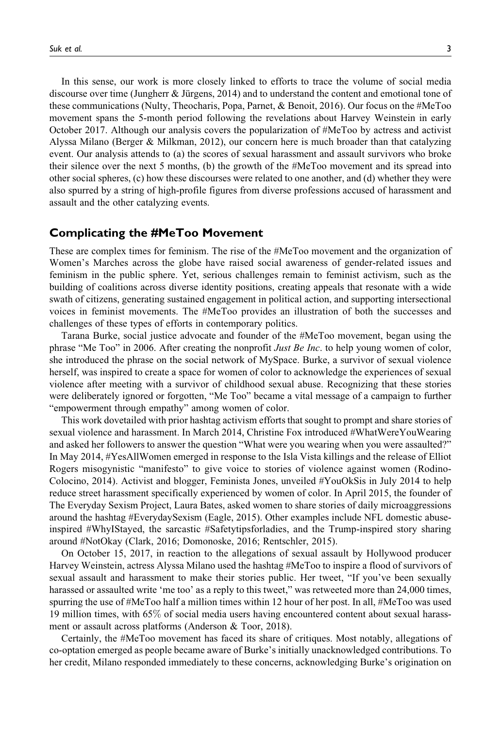In this sense, our work is more closely linked to efforts to trace the volume of social media discourse over time (Jungherr & Jürgens, 2014) and to understand the content and emotional tone of these communications (Nulty, Theocharis, Popa, Parnet, & Benoit, 2016). Our focus on the #MeToo movement spans the 5-month period following the revelations about Harvey Weinstein in early October 2017. Although our analysis covers the popularization of #MeToo by actress and activist Alyssa Milano (Berger & Milkman, 2012), our concern here is much broader than that catalyzing event. Our analysis attends to (a) the scores of sexual harassment and assault survivors who broke their silence over the next 5 months, (b) the growth of the #MeToo movement and its spread into other social spheres, (c) how these discourses were related to one another, and (d) whether they were also spurred by a string of high-profile figures from diverse professions accused of harassment and assault and the other catalyzing events.

## Complicating the #MeToo Movement

These are complex times for feminism. The rise of the #MeToo movement and the organization of Women's Marches across the globe have raised social awareness of gender-related issues and feminism in the public sphere. Yet, serious challenges remain to feminist activism, such as the building of coalitions across diverse identity positions, creating appeals that resonate with a wide swath of citizens, generating sustained engagement in political action, and supporting intersectional voices in feminist movements. The #MeToo provides an illustration of both the successes and challenges of these types of efforts in contemporary politics.

Tarana Burke, social justice advocate and founder of the #MeToo movement, began using the phrase "Me Too" in 2006. After creating the nonprofit *Just Be Inc*. to help young women of color, she introduced the phrase on the social network of MySpace. Burke, a survivor of sexual violence herself, was inspired to create a space for women of color to acknowledge the experiences of sexual violence after meeting with a survivor of childhood sexual abuse. Recognizing that these stories were deliberately ignored or forgotten, "Me Too" became a vital message of a campaign to further "empowerment through empathy" among women of color.

This work dovetailed with prior hashtag activism efforts that sought to prompt and share stories of sexual violence and harassment. In March 2014, Christine Fox introduced #WhatWereYouWearing and asked her followers to answer the question "What were you wearing when you were assaulted?" In May 2014, #YesAllWomen emerged in response to the Isla Vista killings and the release of Elliot Rogers misogynistic "manifesto" to give voice to stories of violence against women (Rodino-Colocino, 2014). Activist and blogger, Feminista Jones, unveiled #YouOkSis in July 2014 to help reduce street harassment specifically experienced by women of color. In April 2015, the founder of The Everyday Sexism Project, Laura Bates, asked women to share stories of daily microaggressions around the hashtag #EverydaySexism (Eagle, 2015). Other examples include NFL domestic abuse-inspired #WhyIStayed, the sarcastic #Safetytipsforladies, and the Trump-inspired story sharing around #NotOkay (Clark, 2016; Domonoske, 2016; Rentschler, 2015).

On October 15, 2017, in reaction to the allegations of sexual assault by Hollywood producer Harvey Weinstein, actress Alyssa Milano used the hashtag #MeToo to inspire a flood of survivors of sexual assault and harassment to make their stories public. Her tweet, "If you've been sexually harassed or assaulted write 'me too' as a reply to this tweet," was retweeted more than 24,000 times, spurring the use of #MeToo half a million times within 12 hour of her post. In all, #MeToo was used 19 million times, with 65% of social media users having encountered content about sexual harassment or assault across platforms (Anderson & Toor, 2018).

Certainly, the #MeToo movement has faced its share of critiques. Most notably, allegations of co-optation emerged as people became aware of Burke's initially unacknowledged contributions. To her credit, Milano responded immediately to these concerns, acknowledging Burke's origination on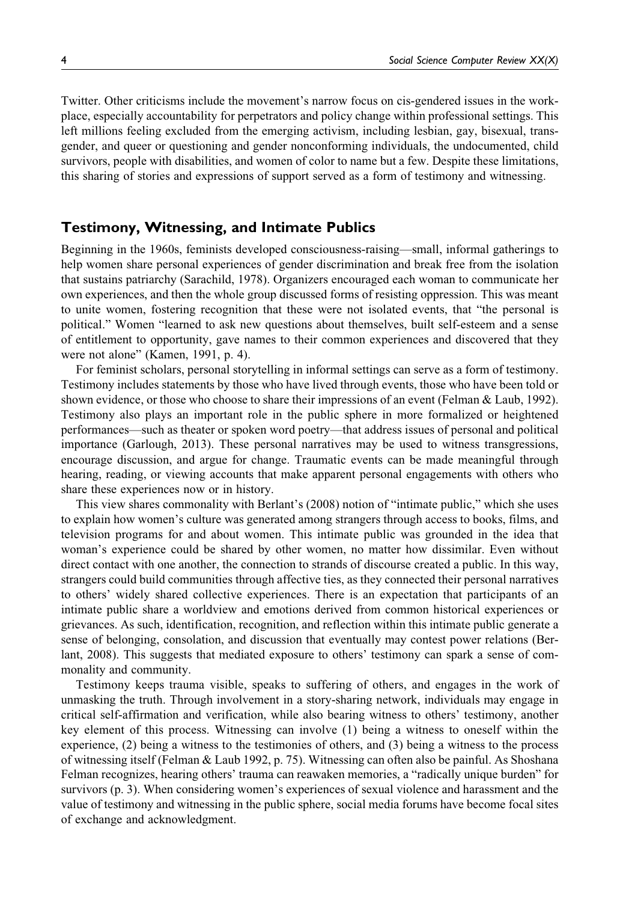Twitter. Other criticisms include the movement's narrow focus on cis-gendered issues in the workplace, especially accountability for perpetrators and policy change within professional settings. This left millions feeling excluded from the emerging activism, including lesbian, gay, bisexual, transgender, and queer or questioning and gender nonconforming individuals, the undocumented, child survivors, people with disabilities, and women of color to name but a few. Despite these limitations, this sharing of stories and expressions of support served as a form of testimony and witnessing.

## Testimony, Witnessing, and Intimate Publics

Beginning in the 1960s, feminists developed consciousness-raising—small, informal gatherings to help women share personal experiences of gender discrimination and break free from the isolation that sustains patriarchy (Sarachild, 1978). Organizers encouraged each woman to communicate her own experiences, and then the whole group discussed forms of resisting oppression. This was meant to unite women, fostering recognition that these were not isolated events, that "the personal is political." Women "learned to ask new questions about themselves, built self-esteem and a sense of entitlement to opportunity, gave names to their common experiences and discovered that they were not alone" (Kamen, 1991, p. 4).

For feminist scholars, personal storytelling in informal settings can serve as a form of testimony. Testimony includes statements by those who have lived through events, those who have been told or shown evidence, or those who choose to share their impressions of an event (Felman & Laub, 1992). Testimony also plays an important role in the public sphere in more formalized or heightened performances—such as theater or spoken word poetry—that address issues of personal and political importance (Garlough, 2013). These personal narratives may be used to witness transgressions, encourage discussion, and argue for change. Traumatic events can be made meaningful through hearing, reading, or viewing accounts that make apparent personal engagements with others who share these experiences now or in history.

This view shares commonality with Berlant's (2008) notion of "intimate public," which she uses to explain how women's culture was generated among strangers through access to books, films, and television programs for and about women. This intimate public was grounded in the idea that woman's experience could be shared by other women, no matter how dissimilar. Even without direct contact with one another, the connection to strands of discourse created a public. In this way, strangers could build communities through affective ties, as they connected their personal narratives to others' widely shared collective experiences. There is an expectation that participants of an intimate public share a worldview and emotions derived from common historical experiences or grievances. As such, identification, recognition, and reflection within this intimate public generate a sense of belonging, consolation, and discussion that eventually may contest power relations (Berlant, 2008). This suggests that mediated exposure to others' testimony can spark a sense of commonality and community.

Testimony keeps trauma visible, speaks to suffering of others, and engages in the work of unmasking the truth. Through involvement in a story-sharing network, individuals may engage in critical self-affirmation and verification, while also bearing witness to others' testimony, another key element of this process. Witnessing can involve (1) being a witness to oneself within the experience, (2) being a witness to the testimonies of others, and (3) being a witness to the process of witnessing itself (Felman & Laub 1992, p. 75). Witnessing can often also be painful. As Shoshana Felman recognizes, hearing others' trauma can reawaken memories, a "radically unique burden" for survivors (p. 3). When considering women's experiences of sexual violence and harassment and the value of testimony and witnessing in the public sphere, social media forums have become focal sites of exchange and acknowledgment.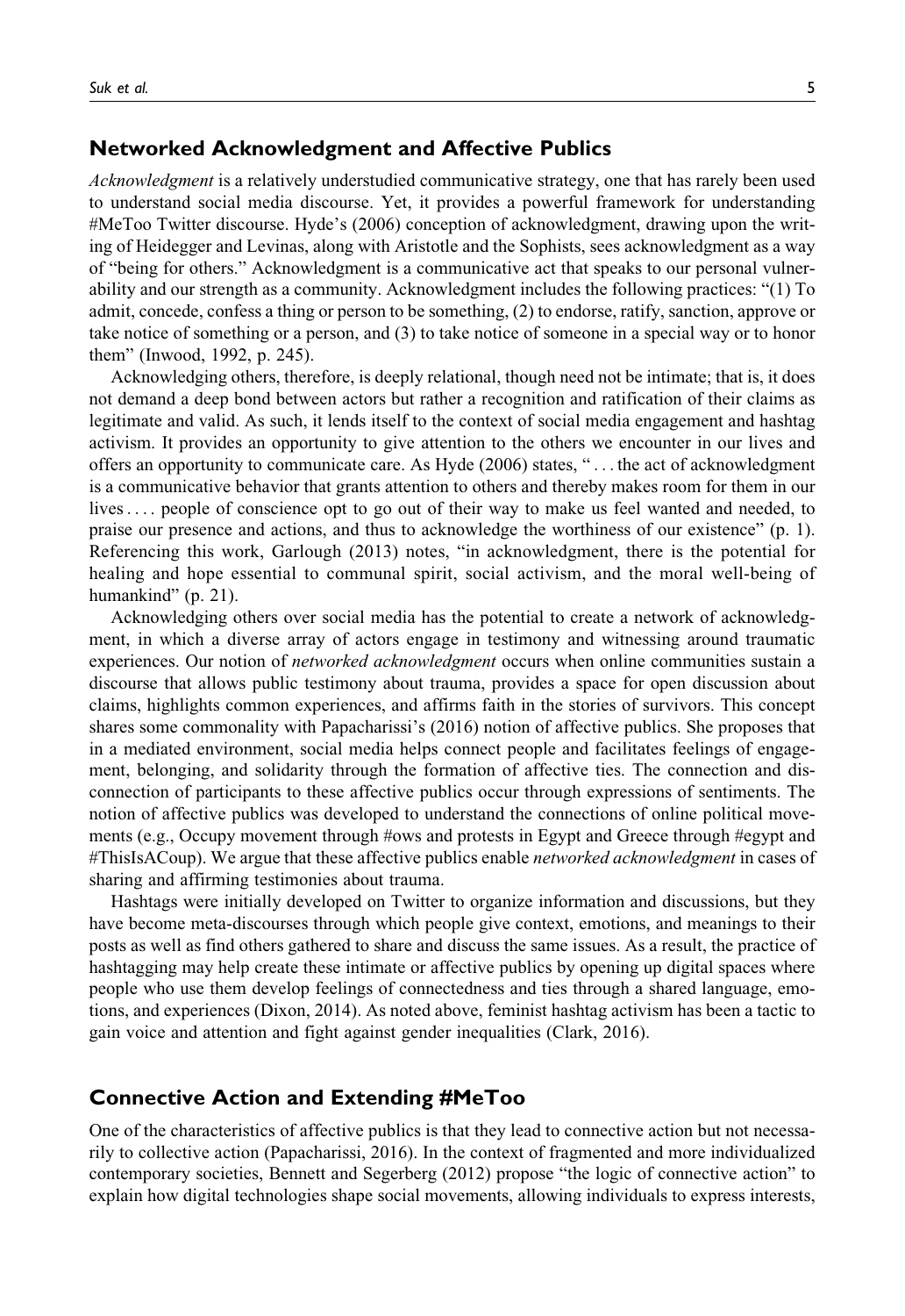## Networked Acknowledgment and Affective Publics

*Acknowledgment* is a relatively understudied communicative strategy, one that has rarely been used to understand social media discourse. Yet, it provides a powerful framework for understanding #MeToo Twitter discourse. Hyde's (2006) conception of acknowledgment, drawing upon the writing of Heidegger and Levinas, along with Aristotle and the Sophists, sees acknowledgment as a way of "being for others." Acknowledgment is a communicative act that speaks to our personal vulnerability and our strength as a community. Acknowledgment includes the following practices: "(1) To admit, concede, confess a thing or person to be something, (2) to endorse, ratify, sanction, approve or take notice of something or a person, and (3) to take notice of someone in a special way or to honor them" (Inwood, 1992, p. 245).

Acknowledging others, therefore, is deeply relational, though need not be intimate; that is, it does not demand a deep bond between actors but rather a recognition and ratification of their claims as legitimate and valid. As such, it lends itself to the context of social media engagement and hashtag activism. It provides an opportunity to give attention to the others we encounter in our lives and offers an opportunity to communicate care. As Hyde (2006) states, " . . . the act of acknowledgment is a communicative behavior that grants attention to others and thereby makes room for them in our lives . . . . people of conscience opt to go out of their way to make us feel wanted and needed, to praise our presence and actions, and thus to acknowledge the worthiness of our existence" (p. 1). Referencing this work, Garlough (2013) notes, "in acknowledgment, there is the potential for healing and hope essential to communal spirit, social activism, and the moral well-being of humankind" (p. 21).

Acknowledging others over social media has the potential to create a network of acknowledgment, in which a diverse array of actors engage in testimony and witnessing around traumatic experiences. Our notion of *networked acknowledgment* occurs when online communities sustain a discourse that allows public testimony about trauma, provides a space for open discussion about claims, highlights common experiences, and affirms faith in the stories of survivors. This concept shares some commonality with Papacharissi's (2016) notion of affective publics. She proposes that in a mediated environment, social media helps connect people and facilitates feelings of engagement, belonging, and solidarity through the formation of affective ties. The connection and disconnection of participants to these affective publics occur through expressions of sentiments. The notion of affective publics was developed to understand the connections of online political movements (e.g., Occupy movement through #ows and protests in Egypt and Greece through #egypt and #ThisIsACoup). We argue that these affective publics enable *networked acknowledgment* in cases of sharing and affirming testimonies about trauma.

Hashtags were initially developed on Twitter to organize information and discussions, but they have become meta-discourses through which people give context, emotions, and meanings to their posts as well as find others gathered to share and discuss the same issues. As a result, the practice of hashtagging may help create these intimate or affective publics by opening up digital spaces where people who use them develop feelings of connectedness and ties through a shared language, emotions, and experiences (Dixon, 2014). As noted above, feminist hashtag activism has been a tactic to gain voice and attention and fight against gender inequalities (Clark, 2016).

## Connective Action and Extending #MeToo

One of the characteristics of affective publics is that they lead to connective action but not necessarily to collective action (Papacharissi, 2016). In the context of fragmented and more individualized contemporary societies, Bennett and Segerberg (2012) propose "the logic of connective action" to explain how digital technologies shape social movements, allowing individuals to express interests,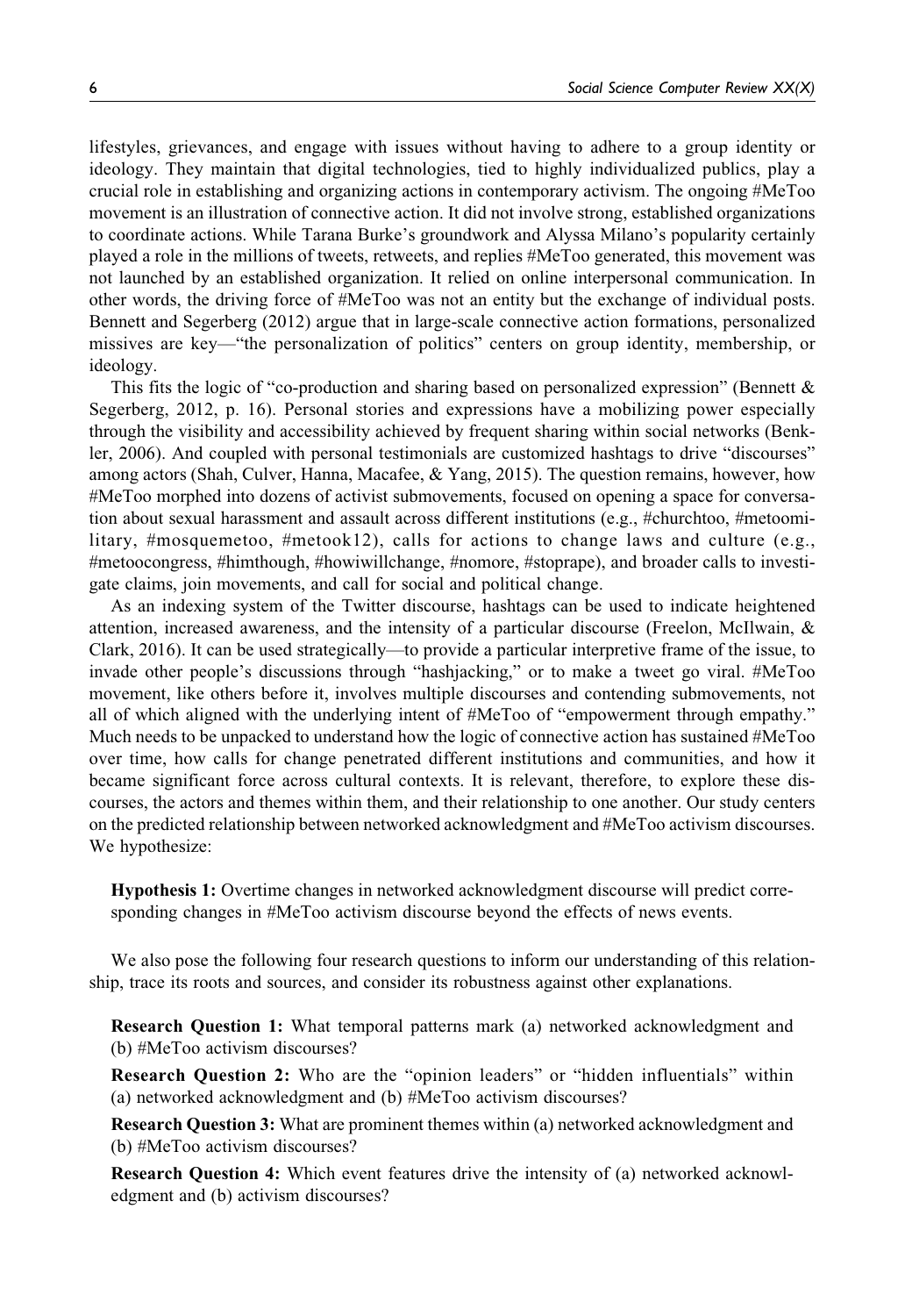lifestyles, grievances, and engage with issues without having to adhere to a group identity or ideology. They maintain that digital technologies, tied to highly individualized publics, play a crucial role in establishing and organizing actions in contemporary activism. The ongoing #MeToo movement is an illustration of connective action. It did not involve strong, established organizations to coordinate actions. While Tarana Burke's groundwork and Alyssa Milano's popularity certainly played a role in the millions of tweets, retweets, and replies #MeToo generated, this movement was not launched by an established organization. It relied on online interpersonal communication. In other words, the driving force of #MeToo was not an entity but the exchange of individual posts. Bennett and Segerberg (2012) argue that in large-scale connective action formations, personalized missives are key—"the personalization of politics" centers on group identity, membership, or ideology.

This fits the logic of "co-production and sharing based on personalized expression" (Bennett & Segerberg, 2012, p. 16). Personal stories and expressions have a mobilizing power especially through the visibility and accessibility achieved by frequent sharing within social networks (Benkler, 2006). And coupled with personal testimonials are customized hashtags to drive "discourses" among actors (Shah, Culver, Hanna, Macafee, & Yang, 2015). The question remains, however, how #MeToo morphed into dozens of activist submovements, focused on opening a space for conversation about sexual harassment and assault across different institutions (e.g., #churchtoo, #metoomilitary, #mosquemetoo, #metook12), calls for actions to change laws and culture (e.g., #metoocongress, #himthough, #howiwillchange, #nomore, #stoprape), and broader calls to investigate claims, join movements, and call for social and political change.

As an indexing system of the Twitter discourse, hashtags can be used to indicate heightened attention, increased awareness, and the intensity of a particular discourse (Freelon, McIlwain, & Clark, 2016). It can be used strategically—to provide a particular interpretive frame of the issue, to invade other people's discussions through "hashjacking," or to make a tweet go viral. #MeToo movement, like others before it, involves multiple discourses and contending submovements, not all of which aligned with the underlying intent of #MeToo of "empowerment through empathy." Much needs to be unpacked to understand how the logic of connective action has sustained #MeToo over time, how calls for change penetrated different institutions and communities, and how it became significant force across cultural contexts. It is relevant, therefore, to explore these discourses, the actors and themes within them, and their relationship to one another. Our study centers on the predicted relationship between networked acknowledgment and #MeToo activism discourses. We hypothesize:

**Hypothesis 1:** Overtime changes in networked acknowledgment discourse will predict corresponding changes in #MeToo activism discourse beyond the effects of news events.

We also pose the following four research questions to inform our understanding of this relationship, trace its roots and sources, and consider its robustness against other explanations.

**Research Question 1:** What temporal patterns mark (a) networked acknowledgment and (b) #MeToo activism discourses?

**Research Question 2:** Who are the "opinion leaders" or "hidden influentials" within (a) networked acknowledgment and (b) #MeToo activism discourses?

**Research Question 3:** What are prominent themes within (a) networked acknowledgment and (b) #MeToo activism discourses?

**Research Question 4:** Which event features drive the intensity of (a) networked acknowledgment and (b) activism discourses?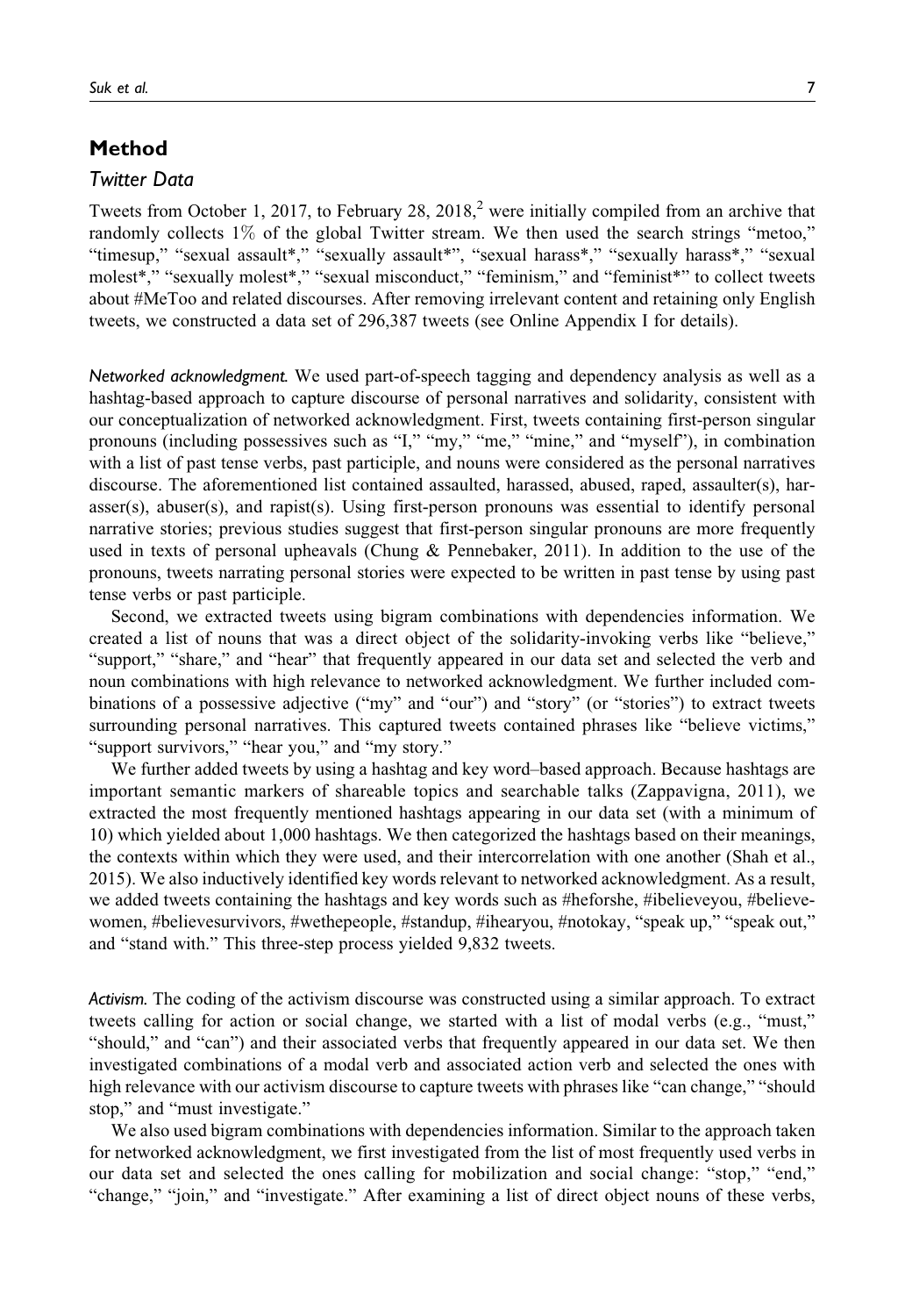## Method

### Twitter Data

Tweets from October 1, 2017, to February 28, 2018,[2] were initially compiled from an archive that randomly collects 1% of the global Twitter stream. We then used the search strings "metoo," "timesup," "sexual assault*," "sexually assault*", "sexual harass*," "sexually harass*," "sexual molest*," "sexually molest*," "sexual misconduct," "feminism," and "feminist*" to collect tweets about #MeToo and related discourses. After removing irrelevant content and retaining only English tweets, we constructed a data set of 296,387 tweets (see Online Appendix I for details).

*Networked acknowledgment.* We used part-of-speech tagging and dependency analysis as well as a hashtag-based approach to capture discourse of personal narratives and solidarity, consistent with our conceptualization of networked acknowledgment. First, tweets containing first-person singular pronouns (including possessives such as "I," "my," "me," "mine," and "myself"), in combination with a list of past tense verbs, past participle, and nouns were considered as the personal narratives discourse. The aforementioned list contained assaulted, harassed, abused, raped, assaulter(s), harasser(s), abuser(s), and rapist(s). Using first-person pronouns was essential to identify personal narrative stories; previous studies suggest that first-person singular pronouns are more frequently used in texts of personal upheavals (Chung & Pennebaker, 2011). In addition to the use of the pronouns, tweets narrating personal stories were expected to be written in past tense by using past tense verbs or past participle.

Second, we extracted tweets using bigram combinations with dependencies information. We created a list of nouns that was a direct object of the solidarity-invoking verbs like "believe," "support," "share," and "hear" that frequently appeared in our data set and selected the verb and noun combinations with high relevance to networked acknowledgment. We further included combinations of a possessive adjective ("my" and "our") and "story" (or "stories") to extract tweets surrounding personal narratives. This captured tweets contained phrases like "believe victims," "support survivors," "hear you," and "my story."

We further added tweets by using a hashtag and key word–based approach. Because hashtags are important semantic markers of shareable topics and searchable talks (Zappavigna, 2011), we extracted the most frequently mentioned hashtags appearing in our data set (with a minimum of 10) which yielded about 1,000 hashtags. We then categorized the hashtags based on their meanings, the contexts within which they were used, and their intercorrelation with one another (Shah et al., 2015). We also inductively identified key words relevant to networked acknowledgment. As a result, we added tweets containing the hashtags and key words such as #heforshe, #ibelieveyou, #believewomen, #believesurvivors, #wethepeople, #standup, #ihearyou, #notokay, "speak up," "speak out," and "stand with." This three-step process yielded 9,832 tweets.

*Activism.* The coding of the activism discourse was constructed using a similar approach. To extract tweets calling for action or social change, we started with a list of modal verbs (e.g., "must," "should," and "can") and their associated verbs that frequently appeared in our data set. We then investigated combinations of a modal verb and associated action verb and selected the ones with high relevance with our activism discourse to capture tweets with phrases like "can change," "should stop," and "must investigate."

We also used bigram combinations with dependencies information. Similar to the approach taken for networked acknowledgment, we first investigated from the list of most frequently used verbs in our data set and selected the ones calling for mobilization and social change: "stop," "end," "change," "join," and "investigate." After examining a list of direct object nouns of these verbs,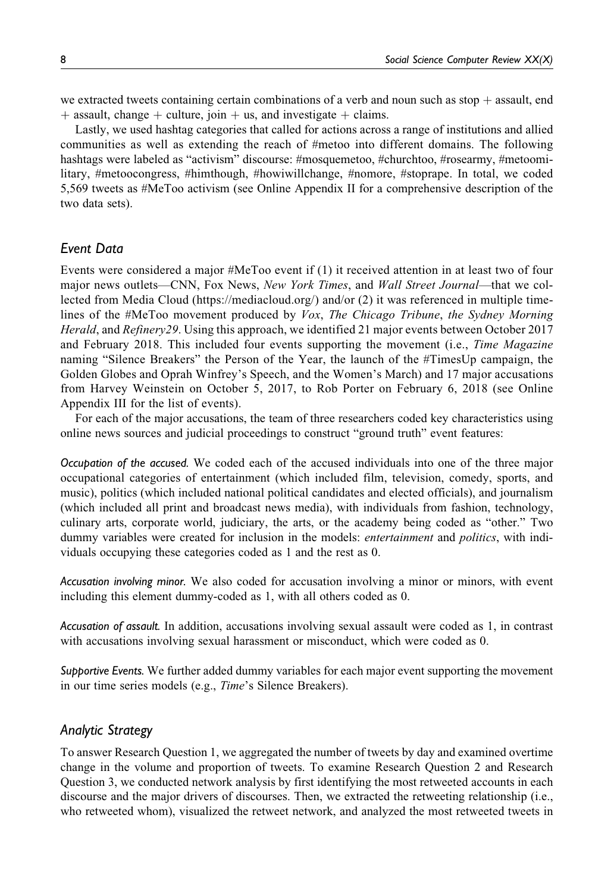we extracted tweets containing certain combinations of a verb and noun such as stop + assault, end + assault, change + culture, join + us, and investigate + claims.

Lastly, we used hashtag categories that called for actions across a range of institutions and allied communities as well as extending the reach of #metoo into different domains. The following hashtags were labeled as "activism" discourse: #mosquemetoo, #churchtoo, #rosearmy, #metoomilitary, #metoocongress, #himthough, #howiwillchange, #nomore, #stoprape. In total, we coded 5,569 tweets as #MeToo activism (see Online Appendix II for a comprehensive description of the two data sets).

## Event Data

Events were considered a major #MeToo event if (1) it received attention in at least two of four major news outlets—CNN, Fox News, *New York Times*, and *Wall Street Journal*—that we collected from Media Cloud (https://mediacloud.org/) and/or (2) it was referenced in multiple timelines of the #MeToo movement produced by *Vox*, *The Chicago Tribune*, *the Sydney Morning Herald*, and *Refinery29*. Using this approach, we identified 21 major events between October 2017 and February 2018. This included four events supporting the movement (i.e., *Time Magazine* naming "Silence Breakers" the Person of the Year, the launch of the #TimesUp campaign, the Golden Globes and Oprah Winfrey's Speech, and the Women's March) and 17 major accusations from Harvey Weinstein on October 5, 2017, to Rob Porter on February 6, 2018 (see Online Appendix III for the list of events).

For each of the major accusations, the team of three researchers coded key characteristics using online news sources and judicial proceedings to construct "ground truth" event features:

*Occupation of the accused.* We coded each of the accused individuals into one of the three major occupational categories of entertainment (which included film, television, comedy, sports, and music), politics (which included national political candidates and elected officials), and journalism (which included all print and broadcast news media), with individuals from fashion, technology, culinary arts, corporate world, judiciary, the arts, or the academy being coded as "other." Two dummy variables were created for inclusion in the models: *entertainment* and *politics*, with individuals occupying these categories coded as 1 and the rest as 0.

*Accusation involving minor.* We also coded for accusation involving a minor or minors, with event including this element dummy-coded as 1, with all others coded as 0.

*Accusation of assault.* In addition, accusations involving sexual assault were coded as 1, in contrast with accusations involving sexual harassment or misconduct, which were coded as 0.

*Supportive Events.* We further added dummy variables for each major event supporting the movement in our time series models (e.g., *Time*'s Silence Breakers).

## Analytic Strategy

To answer Research Question 1, we aggregated the number of tweets by day and examined overtime change in the volume and proportion of tweets. To examine Research Question 2 and Research Question 3, we conducted network analysis by first identifying the most retweeted accounts in each discourse and the major drivers of discourses. Then, we extracted the retweeting relationship (i.e., who retweeted whom), visualized the retweet network, and analyzed the most retweeted tweets in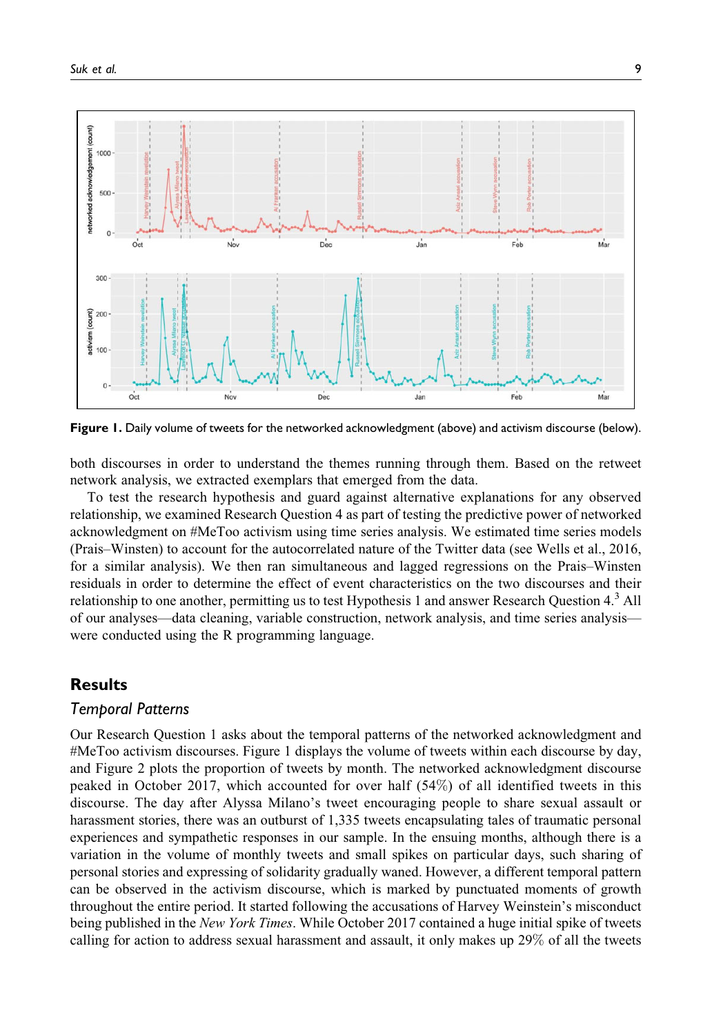**Figure 1.** Daily volume of tweets for the networked acknowledgment (above) and activism discourse (below).

both discourses in order to understand the themes running through them. Based on the retweet network analysis, we extracted exemplars that emerged from the data.

To test the research hypothesis and guard against alternative explanations for any observed relationship, we examined Research Question 4 as part of testing the predictive power of networked acknowledgment on #MeToo activism using time series analysis. We estimated time series models (Prais–Winsten) to account for the autocorrelated nature of the Twitter data (see Wells et al., 2016, for a similar analysis). We then ran simultaneous and lagged regressions on the Prais–Winsten residuals in order to determine the effect of event characteristics on the two discourses and their relationship to one another, permitting us to test Hypothesis 1 and answer Research Question 4.[3] All of our analyses—data cleaning, variable construction, network analysis, and time series analysis—were conducted using the R programming language.

## Results

### *Temporal Patterns*

Our Research Question 1 asks about the temporal patterns of the networked acknowledgment and #MeToo activism discourses. Figure 1 displays the volume of tweets within each discourse by day, and Figure 2 plots the proportion of tweets by month. The networked acknowledgment discourse peaked in October 2017, which accounted for over half (54%) of all identified tweets in this discourse. The day after Alyssa Milano's tweet encouraging people to share sexual assault or harassment stories, there was an outburst of 1,335 tweets encapsulating tales of traumatic personal experiences and sympathetic responses in our sample. In the ensuing months, although there is a variation in the volume of monthly tweets and small spikes on particular days, such sharing of personal stories and expressing of solidarity gradually waned. However, a different temporal pattern can be observed in the activism discourse, which is marked by punctuated moments of growth throughout the entire period. It started following the accusations of Harvey Weinstein's misconduct being published in the *New York Times*. While October 2017 contained a huge initial spike of tweets calling for action to address sexual harassment and assault, it only makes up 29% of all the tweets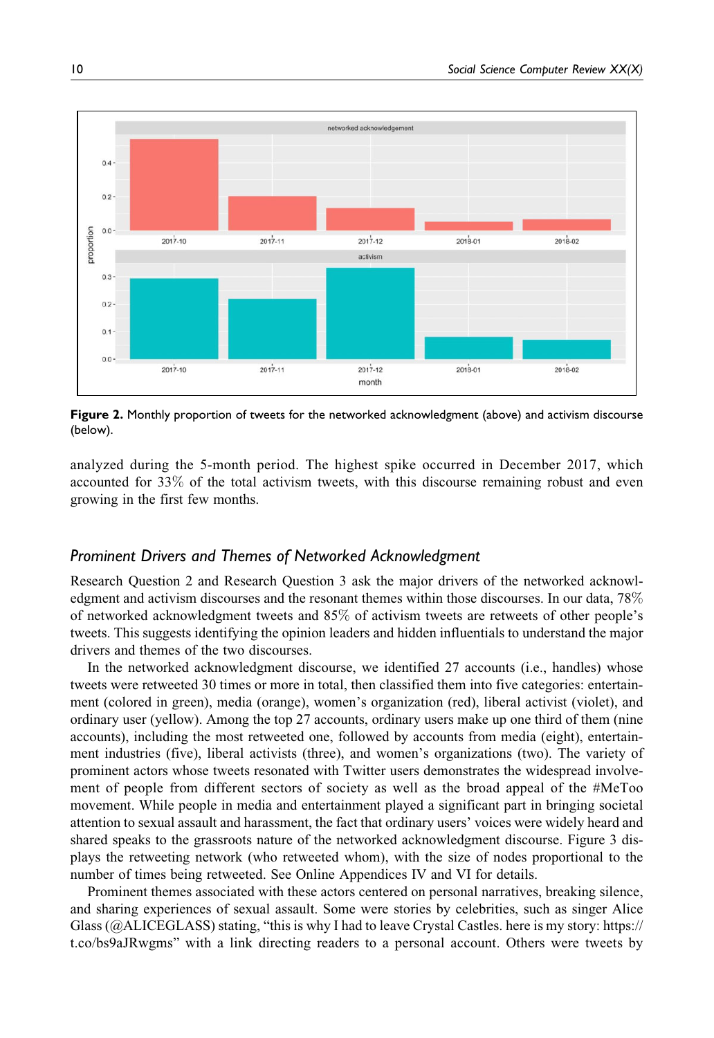Figure 2. Monthly proportion of tweets for the networked acknowledgment (above) and activism discourse (below).

analyzed during the 5-month period. The highest spike occurred in December 2017, which accounted for 33% of the total activism tweets, with this discourse remaining robust and even growing in the first few months.

### Prominent Drivers and Themes of Networked Acknowledgment

Research Question 2 and Research Question 3 ask the major drivers of the networked acknowledgment and activism discourses and the resonant themes within those discourses. In our data, 78% of networked acknowledgment tweets and 85% of activism tweets are retweets of other people's tweets. This suggests identifying the opinion leaders and hidden influentials to understand the major drivers and themes of the two discourses.

In the networked acknowledgment discourse, we identified 27 accounts (i.e., handles) whose tweets were retweeted 30 times or more in total, then classified them into five categories: entertainment (colored in green), media (orange), women's organization (red), liberal activist (violet), and ordinary user (yellow). Among the top 27 accounts, ordinary users make up one third of them (nine accounts), including the most retweeted one, followed by accounts from media (eight), entertainment industries (five), liberal activists (three), and women's organizations (two). The variety of prominent actors whose tweets resonated with Twitter users demonstrates the widespread involvement of people from different sectors of society as well as the broad appeal of the #MeToo movement. While people in media and entertainment played a significant part in bringing societal attention to sexual assault and harassment, the fact that ordinary users' voices were widely heard and shared speaks to the grassroots nature of the networked acknowledgment discourse. Figure 3 displays the retweeting network (who retweeted whom), with the size of nodes proportional to the number of times being retweeted. See Online Appendices IV and VI for details.

Prominent themes associated with these actors centered on personal narratives, breaking silence, and sharing experiences of sexual assault. Some were stories by celebrities, such as singer Alice Glass (@ALICEGLASS) stating, "this is why I had to leave Crystal Castles. here is my story: https://t.co/bs9aJRwgms" with a link directing readers to a personal account. Others were tweets by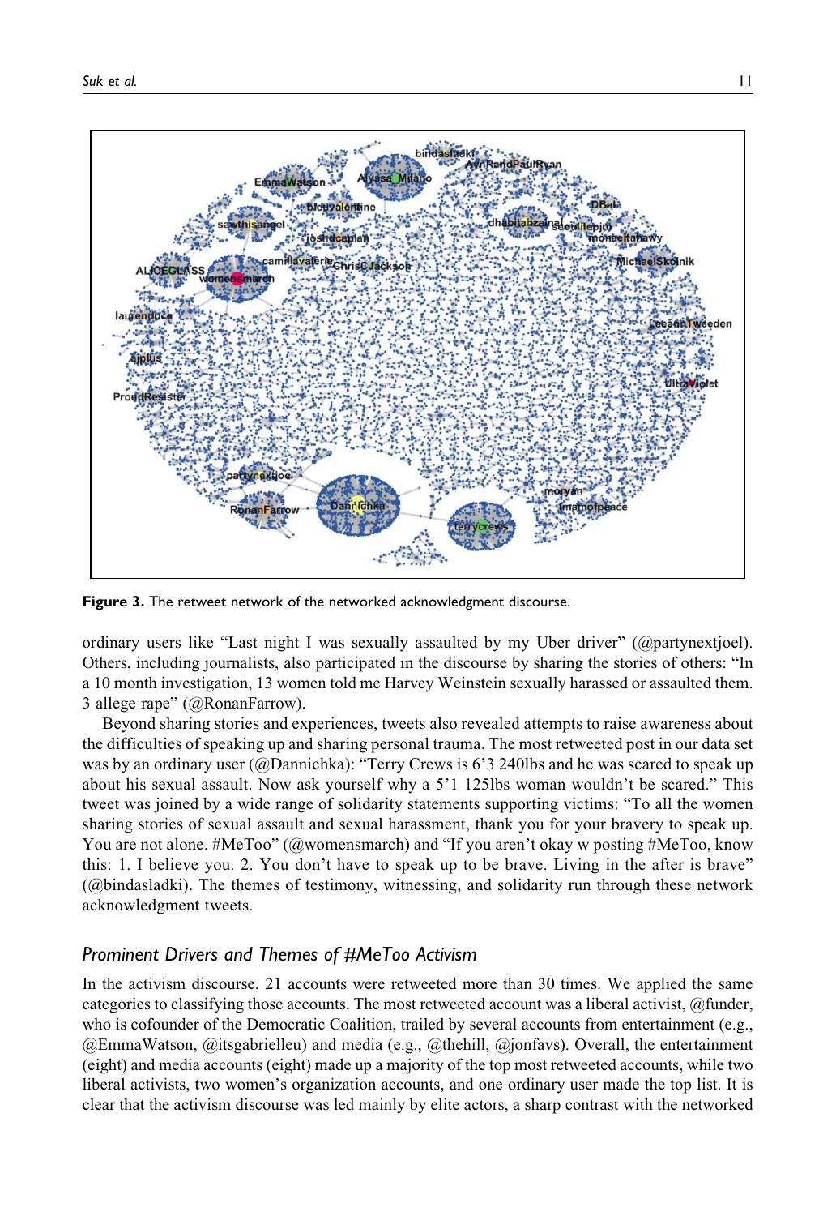**Figure 3.** The retweet network of the networked acknowledgment discourse.

ordinary users like "Last night I was sexually assaulted by my Uber driver" (@partynextjoel). Others, including journalists, also participated in the discourse by sharing the stories of others: "In a 10 month investigation, 13 women told me Harvey Weinstein sexually harassed or assaulted them. 3 allege rape" (@RonanFarrow).

Beyond sharing stories and experiences, tweets also revealed attempts to raise awareness about the difficulties of speaking up and sharing personal trauma. The most retweeted post in our data set was by an ordinary user (@Dannichka): "Terry Crews is 6'3 240lbs and he was scared to speak up about his sexual assault. Now ask yourself why a 5'1 125lbs woman wouldn't be scared." This tweet was joined by a wide range of solidarity statements supporting victims: "To all the women sharing stories of sexual assault and sexual harassment, thank you for your bravery to speak up. You are not alone. #MeToo" (@womensmarch) and "If you aren't okay w posting #MeToo, know this: 1. I believe you. 2. You don't have to speak up to be brave. Living in the after is brave" (@bindasladki). The themes of testimony, witnessing, and solidarity run through these network acknowledgment tweets.

### *Prominent Drivers and Themes of #MeToo Activism*

In the activism discourse, 21 accounts were retweeted more than 30 times. We applied the same categories to classifying those accounts. The most retweeted account was a liberal activist, @funder, who is cofounder of the Democratic Coalition, trailed by several accounts from entertainment (e.g., @EmmaWatson, @itsgabrielleu) and media (e.g., @thehill, @jonfavs). Overall, the entertainment (eight) and media accounts (eight) made up a majority of the top most retweeted accounts, while two liberal activists, two women's organization accounts, and one ordinary user made the top list. It is clear that the activism discourse was led mainly by elite actors, a sharp contrast with the networked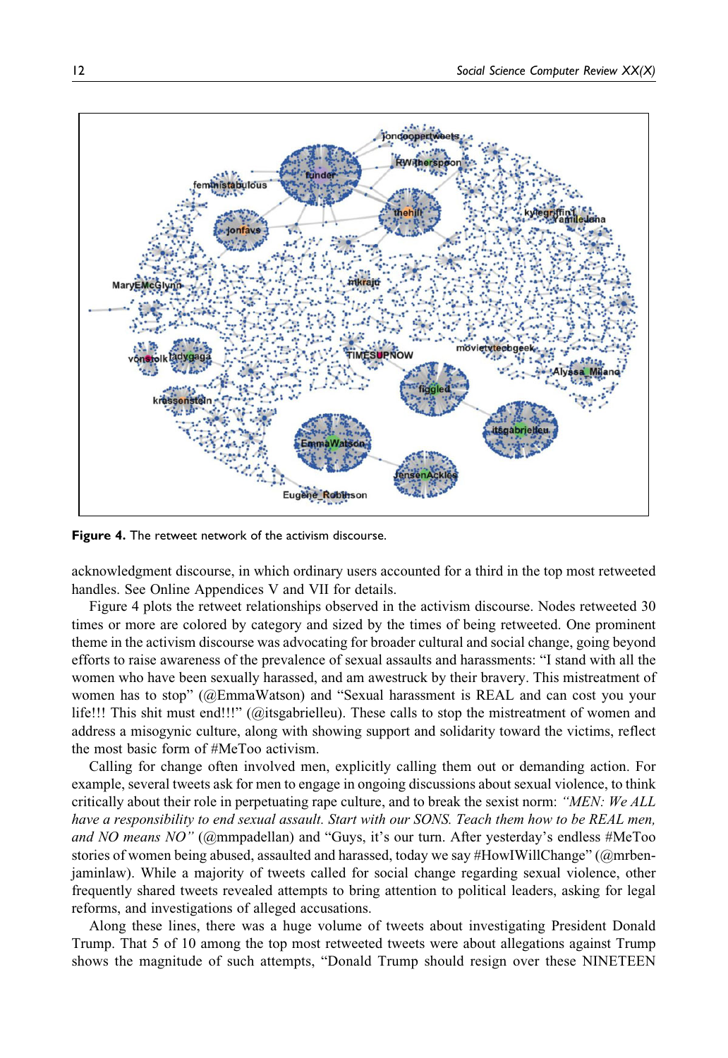**Figure 4.** The retweet network of the activism discourse.

acknowledgment discourse, in which ordinary users accounted for a third in the top most retweeted handles. See Online Appendices V and VII for details.

Figure 4 plots the retweet relationships observed in the activism discourse. Nodes retweeted 30 times or more are colored by category and sized by the times of being retweeted. One prominent theme in the activism discourse was advocating for broader cultural and social change, going beyond efforts to raise awareness of the prevalence of sexual assaults and harassments: "I stand with all the women who have been sexually harassed, and am awestruck by their bravery. This mistreatment of women has to stop" (@EmmaWatson) and "Sexual harassment is REAL and can cost you your life!!! This shit must end!!!" (@itsgabrielleu). These calls to stop the mistreatment of women and address a misogynic culture, along with showing support and solidarity toward the victims, reflect the most basic form of #MeToo activism.

Calling for change often involved men, explicitly calling them out or demanding action. For example, several tweets ask for men to engage in ongoing discussions about sexual violence, to think critically about their role in perpetuating rape culture, and to break the sexist norm: *"MEN: We ALL have a responsibility to end sexual assault. Start with our SONS. Teach them how to be REAL men, and NO means NO"* (@mmpadellan) and "Guys, it's our turn. After yesterday's endless #MeToo stories of women being abused, assaulted and harassed, today we say #HowIWillChange" (@mrbenjaminlaw). While a majority of tweets called for social change regarding sexual violence, other frequently shared tweets revealed attempts to bring attention to political leaders, asking for legal reforms, and investigations of alleged accusations.

Along these lines, there was a huge volume of tweets about investigating President Donald Trump. That 5 of 10 among the top most retweeted tweets were about allegations against Trump shows the magnitude of such attempts, "Donald Trump should resign over these NINETEEN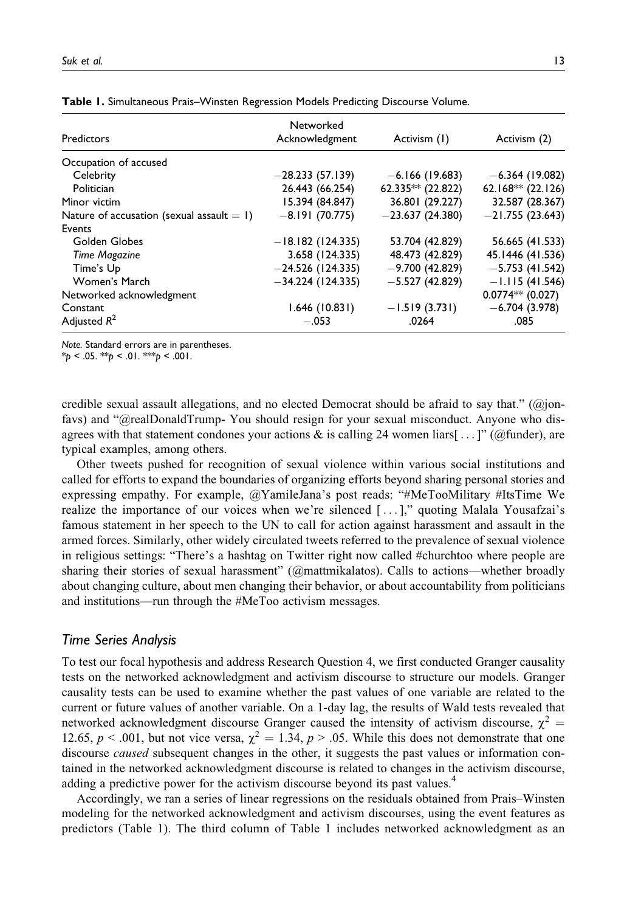**Table 1.** Simultaneous Prais–Winsten Regression Models Predicting Discourse Volume.

| Predictors | Networked Acknowledgment | Activism (1) | Activism (2) |
|---|---|---|---|
| Occupation of accused | | | |
| Celebrity | −28.233 (57.139) | −6.166 (19.683) | −6.364 (19.082) |
| Politician | 26.443 (66.254) | 62.335** (22.822) | 62.168** (22.126) |
| Minor victim | 15.394 (84.847) | 36.801 (29.227) | 32.587 (28.367) |
| Nature of accusation (sexual assault = 1) | −8.191 (70.775) | −23.637 (24.380) | −21.755 (23.643) |
| Events | | | |
| Golden Globes | −18.182 (124.335) | 53.704 (42.829) | 56.665 (41.533) |
| *Time Magazine* | 3.658 (124.335) | 48.473 (42.829) | 45.1446 (41.536) |
| Time's Up | −24.526 (124.335) | −9.700 (42.829) | −5.753 (41.542) |
| Women's March | −34.224 (124.335) | −5.527 (42.829) | −1.115 (41.546) |
| Networked acknowledgment | | | 0.0774** (0.027) |
| Constant | 1.646 (10.831) | −1.519 (3.731) | −6.704 (3.978) |
| Adjusted $R^2$ | −.053 | .0264 | .085 |

*Note.* Standard errors are in parentheses.
*$p < .05$. **$p < .01$. ***$p < .001$.

credible sexual assault allegations, and no elected Democrat should be afraid to say that." (@jonfavs) and "@realDonaldTrump- You should resign for your sexual misconduct. Anyone who disagrees with that statement condones your actions & is calling 24 women liars[ . . . ]" (@funder), are typical examples, among others.

Other tweets pushed for recognition of sexual violence within various social institutions and called for efforts to expand the boundaries of organizing efforts beyond sharing personal stories and expressing empathy. For example, @YamileJana's post reads: "#MeTooMilitary #ItsTime We realize the importance of our voices when we're silenced [ . . . ]," quoting Malala Yousafzai's famous statement in her speech to the UN to call for action against harassment and assault in the armed forces. Similarly, other widely circulated tweets referred to the prevalence of sexual violence in religious settings: "There's a hashtag on Twitter right now called #churchtoo where people are sharing their stories of sexual harassment" (@mattmikalatos). Calls to actions—whether broadly about changing culture, about men changing their behavior, or about accountability from politicians and institutions—run through the #MeToo activism messages.

### *Time Series Analysis*

To test our focal hypothesis and address Research Question 4, we first conducted Granger causality tests on the networked acknowledgment and activism discourse to structure our models. Granger causality tests can be used to examine whether the past values of one variable are related to the current or future values of another variable. On a 1-day lag, the results of Wald tests revealed that networked acknowledgment discourse Granger caused the intensity of activism discourse, $\chi^2 = 12.65$, $p < .001$, but not vice versa, $\chi^2 = 1.34$, $p > .05$. While this does not demonstrate that one discourse *caused* subsequent changes in the other, it suggests the past values or information contained in the networked acknowledgment discourse is related to changes in the activism discourse, adding a predictive power for the activism discourse beyond its past values.[4]

Accordingly, we ran a series of linear regressions on the residuals obtained from Prais–Winsten modeling for the networked acknowledgment and activism discourses, using the event features as predictors (Table 1). The third column of Table 1 includes networked acknowledgment as an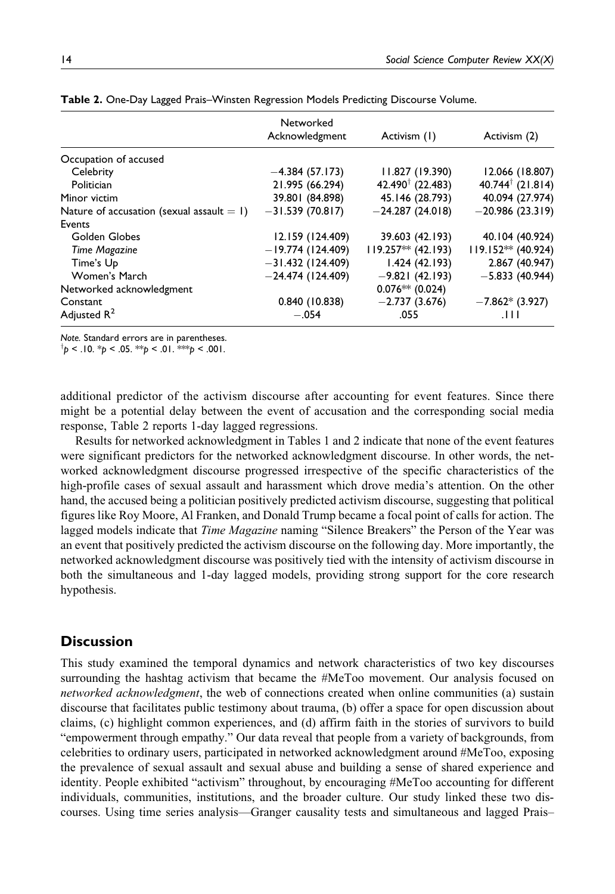**Table 2.** One-Day Lagged Prais–Winsten Regression Models Predicting Discourse Volume.

| | Networked Acknowledgment | Activism (1) | Activism (2) |
|---|---|---|---|
| Occupation of accused | | | |
| Celebrity | −4.384 (57.173) | 11.827 (19.390) | 12.066 (18.807) |
| Politician | 21.995 (66.294) | 42.490$^{\dagger}$ (22.483) | 40.744$^{\dagger}$ (21.814) |
| Minor victim | 39.801 (84.898) | 45.146 (28.793) | 40.094 (27.974) |
| Nature of accusation (sexual assault = 1) | −31.539 (70.817) | −24.287 (24.018) | −20.986 (23.319) |
| Events | | | |
| Golden Globes | 12.159 (124.409) | 39.603 (42.193) | 40.104 (40.924) |
| *Time Magazine* | −19.774 (124.409) | 119.257** (42.193) | 119.152** (40.924) |
| Time's Up | −31.432 (124.409) | 1.424 (42.193) | 2.867 (40.947) |
| Women's March | −24.474 (124.409) | −9.821 (42.193) | −5.833 (40.944) |
| Networked acknowledgment | | 0.076** (0.024) | |
| Constant | 0.840 (10.838) | −2.737 (3.676) | −7.862* (3.927) |
| Adjusted $R^2$ | −.054 | .055 | .111 |

*Note.* Standard errors are in parentheses.
$^{\dagger}p < .10$. $^{*}p < .05$. $^{**}p < .01$. $^{***}p < .001$.

additional predictor of the activism discourse after accounting for event features. Since there might be a potential delay between the event of accusation and the corresponding social media response, Table 2 reports 1-day lagged regressions.

Results for networked acknowledgment in Tables 1 and 2 indicate that none of the event features were significant predictors for the networked acknowledgment discourse. In other words, the networked acknowledgment discourse progressed irrespective of the specific characteristics of the high-profile cases of sexual assault and harassment which drove media's attention. On the other hand, the accused being a politician positively predicted activism discourse, suggesting that political figures like Roy Moore, Al Franken, and Donald Trump became a focal point of calls for action. The lagged models indicate that *Time Magazine* naming "Silence Breakers" the Person of the Year was an event that positively predicted the activism discourse on the following day. More importantly, the networked acknowledgment discourse was positively tied with the intensity of activism discourse in both the simultaneous and 1-day lagged models, providing strong support for the core research hypothesis.

## Discussion

This study examined the temporal dynamics and network characteristics of two key discourses surrounding the hashtag activism that became the #MeToo movement. Our analysis focused on *networked acknowledgment*, the web of connections created when online communities (a) sustain discourse that facilitates public testimony about trauma, (b) offer a space for open discussion about claims, (c) highlight common experiences, and (d) affirm faith in the stories of survivors to build "empowerment through empathy." Our data reveal that people from a variety of backgrounds, from celebrities to ordinary users, participated in networked acknowledgment around #MeToo, exposing the prevalence of sexual assault and sexual abuse and building a sense of shared experience and identity. People exhibited "activism" throughout, by encouraging #MeToo accounting for different individuals, communities, institutions, and the broader culture. Our study linked these two discourses. Using time series analysis—Granger causality tests and simultaneous and lagged Prais–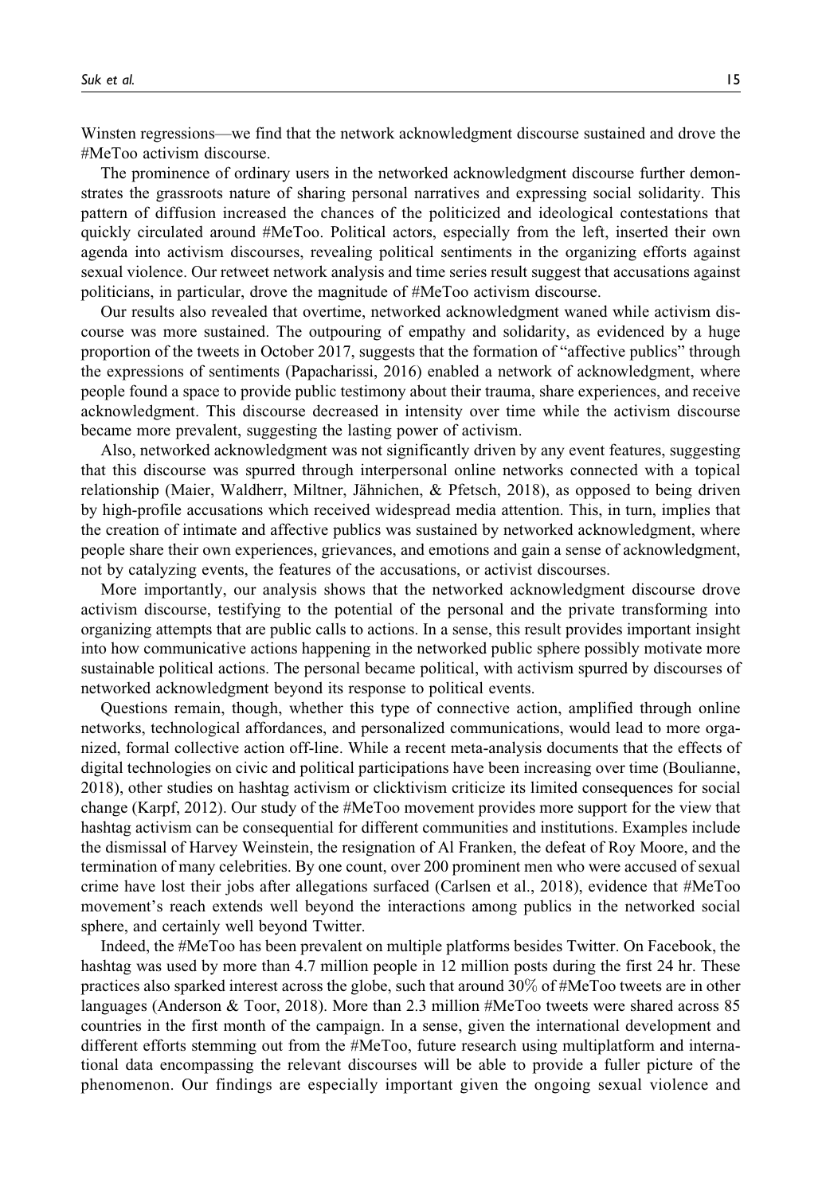Winsten regressions—we find that the network acknowledgment discourse sustained and drove the #MeToo activism discourse.

The prominence of ordinary users in the networked acknowledgment discourse further demonstrates the grassroots nature of sharing personal narratives and expressing social solidarity. This pattern of diffusion increased the chances of the politicized and ideological contestations that quickly circulated around #MeToo. Political actors, especially from the left, inserted their own agenda into activism discourses, revealing political sentiments in the organizing efforts against sexual violence. Our retweet network analysis and time series result suggest that accusations against politicians, in particular, drove the magnitude of #MeToo activism discourse.

Our results also revealed that overtime, networked acknowledgment waned while activism discourse was more sustained. The outpouring of empathy and solidarity, as evidenced by a huge proportion of the tweets in October 2017, suggests that the formation of "affective publics" through the expressions of sentiments (Papacharissi, 2016) enabled a network of acknowledgment, where people found a space to provide public testimony about their trauma, share experiences, and receive acknowledgment. This discourse decreased in intensity over time while the activism discourse became more prevalent, suggesting the lasting power of activism.

Also, networked acknowledgment was not significantly driven by any event features, suggesting that this discourse was spurred through interpersonal online networks connected with a topical relationship (Maier, Waldherr, Miltner, Jähnichen, & Pfetsch, 2018), as opposed to being driven by high-profile accusations which received widespread media attention. This, in turn, implies that the creation of intimate and affective publics was sustained by networked acknowledgment, where people share their own experiences, grievances, and emotions and gain a sense of acknowledgment, not by catalyzing events, the features of the accusations, or activist discourses.

More importantly, our analysis shows that the networked acknowledgment discourse drove activism discourse, testifying to the potential of the personal and the private transforming into organizing attempts that are public calls to actions. In a sense, this result provides important insight into how communicative actions happening in the networked public sphere possibly motivate more sustainable political actions. The personal became political, with activism spurred by discourses of networked acknowledgment beyond its response to political events.

Questions remain, though, whether this type of connective action, amplified through online networks, technological affordances, and personalized communications, would lead to more organized, formal collective action off-line. While a recent meta-analysis documents that the effects of digital technologies on civic and political participations have been increasing over time (Boulianne, 2018), other studies on hashtag activism or clicktivism criticize its limited consequences for social change (Karpf, 2012). Our study of the #MeToo movement provides more support for the view that hashtag activism can be consequential for different communities and institutions. Examples include the dismissal of Harvey Weinstein, the resignation of Al Franken, the defeat of Roy Moore, and the termination of many celebrities. By one count, over 200 prominent men who were accused of sexual crime have lost their jobs after allegations surfaced (Carlsen et al., 2018), evidence that #MeToo movement's reach extends well beyond the interactions among publics in the networked social sphere, and certainly well beyond Twitter.

Indeed, the #MeToo has been prevalent on multiple platforms besides Twitter. On Facebook, the hashtag was used by more than 4.7 million people in 12 million posts during the first 24 hr. These practices also sparked interest across the globe, such that around 30% of #MeToo tweets are in other languages (Anderson & Toor, 2018). More than 2.3 million #MeToo tweets were shared across 85 countries in the first month of the campaign. In a sense, given the international development and different efforts stemming out from the #MeToo, future research using multiplatform and international data encompassing the relevant discourses will be able to provide a fuller picture of the phenomenon. Our findings are especially important given the ongoing sexual violence and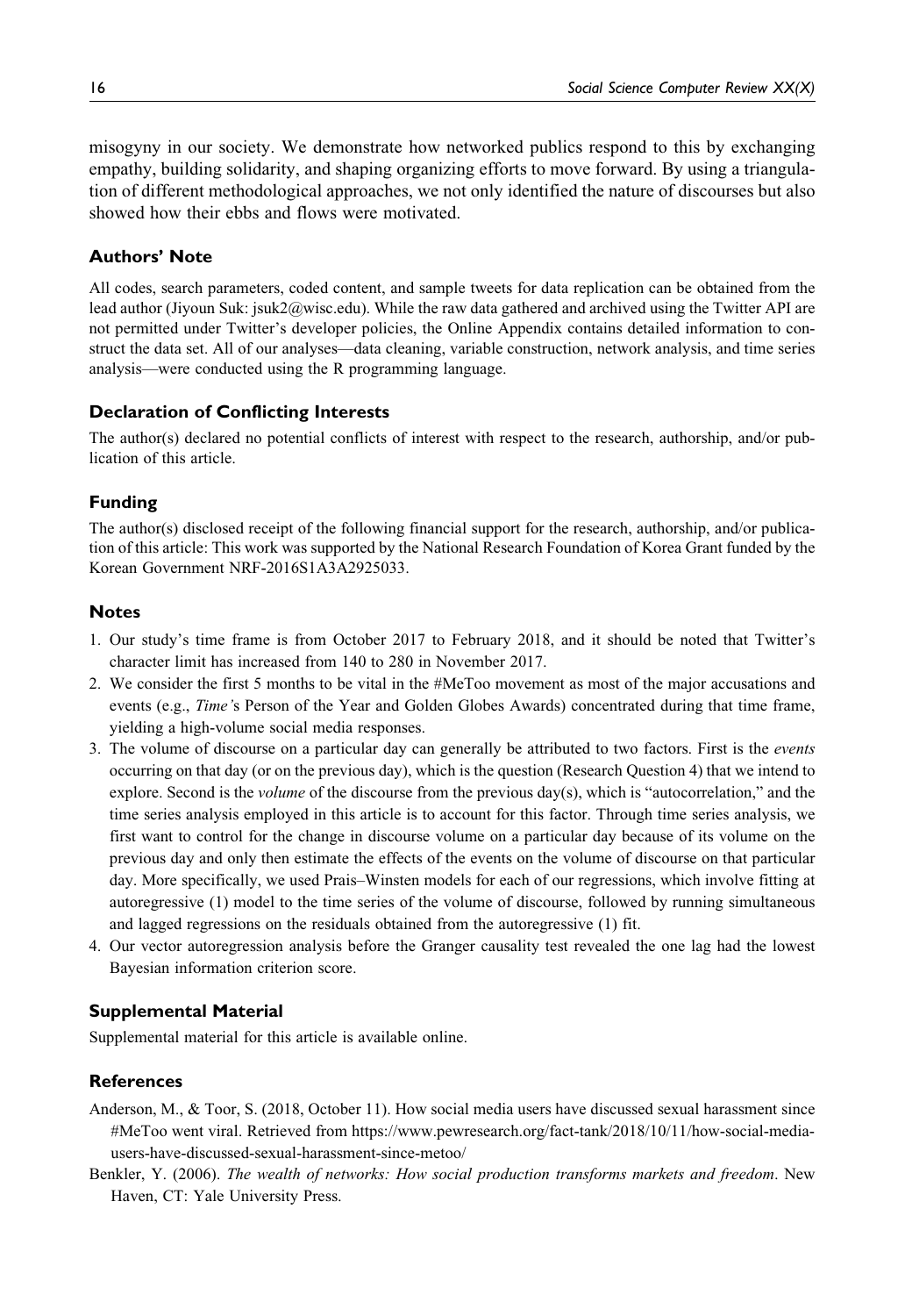misogyny in our society. We demonstrate how networked publics respond to this by exchanging empathy, building solidarity, and shaping organizing efforts to move forward. By using a triangulation of different methodological approaches, we not only identified the nature of discourses but also showed how their ebbs and flows were motivated.

## Authors' Note

All codes, search parameters, coded content, and sample tweets for data replication can be obtained from the lead author (Jiyoun Suk: jsuk2@wisc.edu). While the raw data gathered and archived using the Twitter API are not permitted under Twitter's developer policies, the Online Appendix contains detailed information to construct the data set. All of our analyses—data cleaning, variable construction, network analysis, and time series analysis—were conducted using the R programming language.

## Declaration of Conflicting Interests

The author(s) declared no potential conflicts of interest with respect to the research, authorship, and/or publication of this article.

## Funding

The author(s) disclosed receipt of the following financial support for the research, authorship, and/or publication of this article: This work was supported by the National Research Foundation of Korea Grant funded by the Korean Government NRF-2016S1A3A2925033.

## Notes

1. Our study's time frame is from October 2017 to February 2018, and it should be noted that Twitter's character limit has increased from 140 to 280 in November 2017.
2. We consider the first 5 months to be vital in the #MeToo movement as most of the major accusations and events (e.g., *Time*'s Person of the Year and Golden Globes Awards) concentrated during that time frame, yielding a high-volume social media responses.
3. The volume of discourse on a particular day can generally be attributed to two factors. First is the *events* occurring on that day (or on the previous day), which is the question (Research Question 4) that we intend to explore. Second is the *volume* of the discourse from the previous day(s), which is "autocorrelation," and the time series analysis employed in this article is to account for this factor. Through time series analysis, we first want to control for the change in discourse volume on a particular day because of its volume on the previous day and only then estimate the effects of the events on the volume of discourse on that particular day. More specifically, we used Prais–Winsten models for each of our regressions, which involve fitting at autoregressive (1) model to the time series of the volume of discourse, followed by running simultaneous and lagged regressions on the residuals obtained from the autoregressive (1) fit.
4. Our vector autoregression analysis before the Granger causality test revealed the one lag had the lowest Bayesian information criterion score.

## Supplemental Material

Supplemental material for this article is available online.

## References

Anderson, M., & Toor, S. (2018, October 11). How social media users have discussed sexual harassment since #MeToo went viral. Retrieved from https://www.pewresearch.org/fact-tank/2018/10/11/how-social-media-users-have-discussed-sexual-harassment-since-metoo/

Benkler, Y. (2006). *The wealth of networks: How social production transforms markets and freedom*. New Haven, CT: Yale University Press.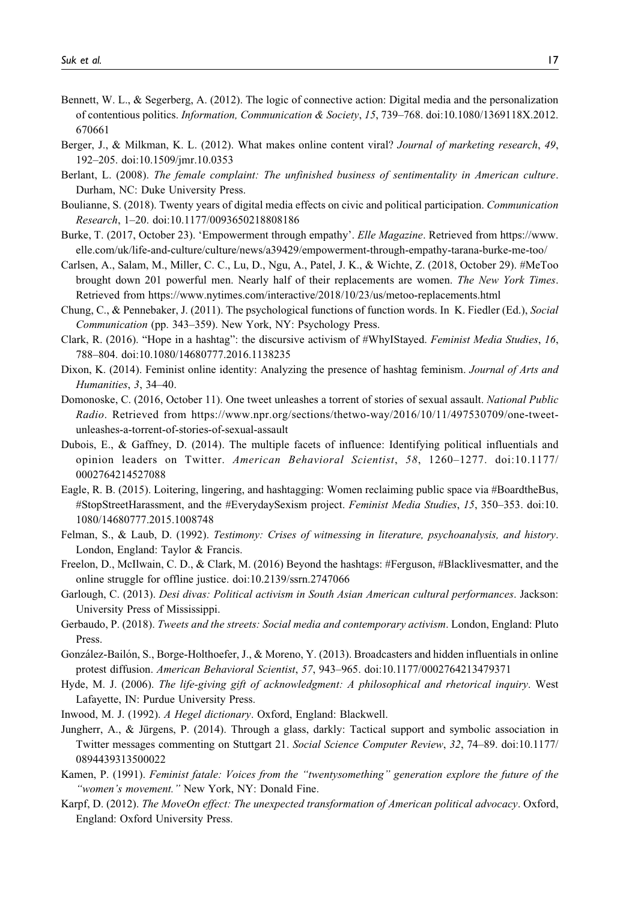Bennett, W. L., & Segerberg, A. (2012). The logic of connective action: Digital media and the personalization of contentious politics. *Information, Communication & Society*, *15*, 739–768. doi:10.1080/1369118X.2012.670661

Berger, J., & Milkman, K. L. (2012). What makes online content viral? *Journal of marketing research*, *49*, 192–205. doi:10.1509/jmr.10.0353

Berlant, L. (2008). *The female complaint: The unfinished business of sentimentality in American culture*. Durham, NC: Duke University Press.

Boulianne, S. (2018). Twenty years of digital media effects on civic and political participation. *Communication Research*, 1–20. doi:10.1177/0093650218808186

Burke, T. (2017, October 23). 'Empowerment through empathy'. *Elle Magazine*. Retrieved from https://www.elle.com/uk/life-and-culture/culture/news/a39429/empowerment-through-empathy-tarana-burke-me-too/

Carlsen, A., Salam, M., Miller, C. C., Lu, D., Ngu, A., Patel, J. K., & Wichte, Z. (2018, October 29). #MeToo brought down 201 powerful men. Nearly half of their replacements are women. *The New York Times*. Retrieved from https://www.nytimes.com/interactive/2018/10/23/us/metoo-replacements.html

Chung, C., & Pennebaker, J. (2011). The psychological functions of function words. In K. Fiedler (Ed.), *Social Communication* (pp. 343–359). New York, NY: Psychology Press.

Clark, R. (2016). "Hope in a hashtag": the discursive activism of #WhyIStayed. *Feminist Media Studies*, *16*, 788–804. doi:10.1080/14680777.2016.1138235

Dixon, K. (2014). Feminist online identity: Analyzing the presence of hashtag feminism. *Journal of Arts and Humanities*, *3*, 34–40.

Domonoske, C. (2016, October 11). One tweet unleashes a torrent of stories of sexual assault. *National Public Radio*. Retrieved from https://www.npr.org/sections/thetwo-way/2016/10/11/497530709/one-tweet-unleashes-a-torrent-of-stories-of-sexual-assault

Dubois, E., & Gaffney, D. (2014). The multiple facets of influence: Identifying political influentials and opinion leaders on Twitter. *American Behavioral Scientist*, *58*, 1260–1277. doi:10.1177/0002764214527088

Eagle, R. B. (2015). Loitering, lingering, and hashtagging: Women reclaiming public space via #BoardtheBus, #StopStreetHarassment, and the #EverydaySexism project. *Feminist Media Studies*, *15*, 350–353. doi:10.1080/14680777.2015.1008748

Felman, S., & Laub, D. (1992). *Testimony: Crises of witnessing in literature, psychoanalysis, and history*. London, England: Taylor & Francis.

Freelon, D., McIlwain, C. D., & Clark, M. (2016) Beyond the hashtags: #Ferguson, #Blacklivesmatter, and the online struggle for offline justice. doi:10.2139/ssrn.2747066

Garlough, C. (2013). *Desi divas: Political activism in South Asian American cultural performances*. Jackson: University Press of Mississippi.

Gerbaudo, P. (2018). *Tweets and the streets: Social media and contemporary activism*. London, England: Pluto Press.

González-Bailón, S., Borge-Holthoefer, J., & Moreno, Y. (2013). Broadcasters and hidden influentials in online protest diffusion. *American Behavioral Scientist*, *57*, 943–965. doi:10.1177/0002764213479371

Hyde, M. J. (2006). *The life-giving gift of acknowledgment: A philosophical and rhetorical inquiry*. West Lafayette, IN: Purdue University Press.

Inwood, M. J. (1992). *A Hegel dictionary*. Oxford, England: Blackwell.

Jungherr, A., & Jürgens, P. (2014). Through a glass, darkly: Tactical support and symbolic association in Twitter messages commenting on Stuttgart 21. *Social Science Computer Review*, *32*, 74–89. doi:10.1177/0894439313500022

Kamen, P. (1991). *Feminist fatale: Voices from the "twentysomething" generation explore the future of the "women's movement."* New York, NY: Donald Fine.

Karpf, D. (2012). *The MoveOn effect: The unexpected transformation of American political advocacy*. Oxford, England: Oxford University Press.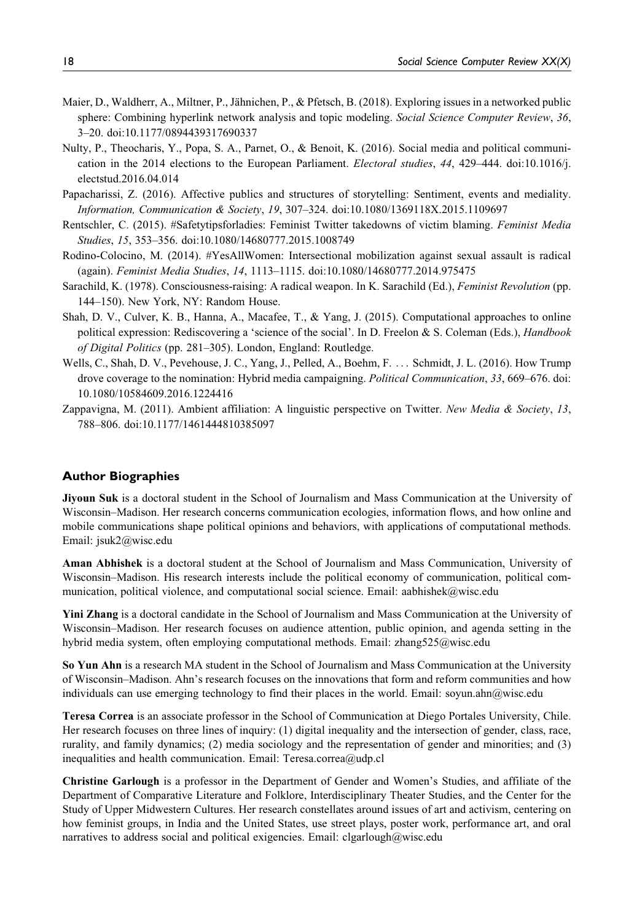Maier, D., Waldherr, A., Miltner, P., Jähnichen, P., & Pfetsch, B. (2018). Exploring issues in a networked public sphere: Combining hyperlink network analysis and topic modeling. *Social Science Computer Review*, *36*, 3–20. doi:10.1177/0894439317690337

Nulty, P., Theocharis, Y., Popa, S. A., Parnet, O., & Benoit, K. (2016). Social media and political communication in the 2014 elections to the European Parliament. *Electoral studies*, *44*, 429–444. doi:10.1016/j.electstud.2016.04.014

Papacharissi, Z. (2016). Affective publics and structures of storytelling: Sentiment, events and mediality. *Information, Communication & Society*, *19*, 307–324. doi:10.1080/1369118X.2015.1109697

Rentschler, C. (2015). #Safetytipsforladies: Feminist Twitter takedowns of victim blaming. *Feminist Media Studies*, *15*, 353–356. doi:10.1080/14680777.2015.1008749

Rodino-Colocino, M. (2014). #YesAllWomen: Intersectional mobilization against sexual assault is radical (again). *Feminist Media Studies*, *14*, 1113–1115. doi:10.1080/14680777.2014.975475

Sarachild, K. (1978). Consciousness-raising: A radical weapon. In K. Sarachild (Ed.), *Feminist Revolution* (pp. 144–150). New York, NY: Random House.

Shah, D. V., Culver, K. B., Hanna, A., Macafee, T., & Yang, J. (2015). Computational approaches to online political expression: Rediscovering a 'science of the social'. In D. Freelon & S. Coleman (Eds.), *Handbook of Digital Politics* (pp. 281–305). London, England: Routledge.

Wells, C., Shah, D. V., Pevehouse, J. C., Yang, J., Pelled, A., Boehm, F. … Schmidt, J. L. (2016). How Trump drove coverage to the nomination: Hybrid media campaigning. *Political Communication*, *33*, 669–676. doi:10.1080/10584609.2016.1224416

Zappavigna, M. (2011). Ambient affiliation: A linguistic perspective on Twitter. *New Media & Society*, *13*, 788–806. doi:10.1177/1461444810385097

## Author Biographies

**Jiyoun Suk** is a doctoral student in the School of Journalism and Mass Communication at the University of Wisconsin–Madison. Her research concerns communication ecologies, information flows, and how online and mobile communications shape political opinions and behaviors, with applications of computational methods. Email: jsuk2@wisc.edu

**Aman Abhishek** is a doctoral student at the School of Journalism and Mass Communication, University of Wisconsin–Madison. His research interests include the political economy of communication, political communication, political violence, and computational social science. Email: aabhishek@wisc.edu

**Yini Zhang** is a doctoral candidate in the School of Journalism and Mass Communication at the University of Wisconsin–Madison. Her research focuses on audience attention, public opinion, and agenda setting in the hybrid media system, often employing computational methods. Email: zhang525@wisc.edu

**So Yun Ahn** is a research MA student in the School of Journalism and Mass Communication at the University of Wisconsin–Madison. Ahn's research focuses on the innovations that form and reform communities and how individuals can use emerging technology to find their places in the world. Email: soyun.ahn@wisc.edu

**Teresa Correa** is an associate professor in the School of Communication at Diego Portales University, Chile. Her research focuses on three lines of inquiry: (1) digital inequality and the intersection of gender, class, race, rurality, and family dynamics; (2) media sociology and the representation of gender and minorities; and (3) inequalities and health communication. Email: Teresa.correa@udp.cl

**Christine Garlough** is a professor in the Department of Gender and Women's Studies, and affiliate of the Department of Comparative Literature and Folklore, Interdisciplinary Theater Studies, and the Center for the Study of Upper Midwestern Cultures. Her research constellates around issues of art and activism, centering on how feminist groups, in India and the United States, use street plays, poster work, performance art, and oral narratives to address social and political exigencies. Email: clgarlough@wisc.edu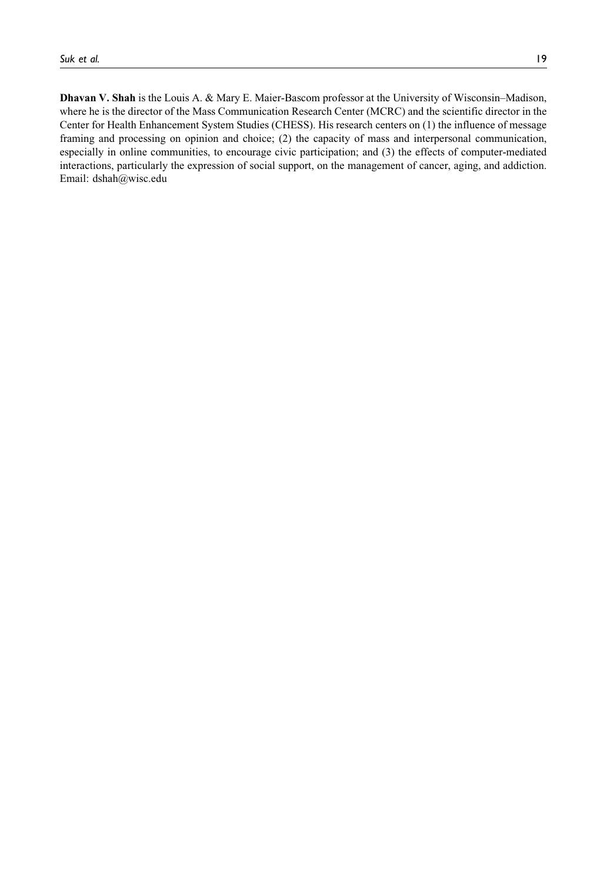**Dhavan V. Shah** is the Louis A. & Mary E. Maier-Bascom professor at the University of Wisconsin–Madison, where he is the director of the Mass Communication Research Center (MCRC) and the scientific director in the Center for Health Enhancement System Studies (CHESS). His research centers on (1) the influence of message framing and processing on opinion and choice; (2) the capacity of mass and interpersonal communication, especially in online communities, to encourage civic participation; and (3) the effects of computer-mediated interactions, particularly the expression of social support, on the management of cancer, aging, and addiction. Email: dshah@wisc.edu